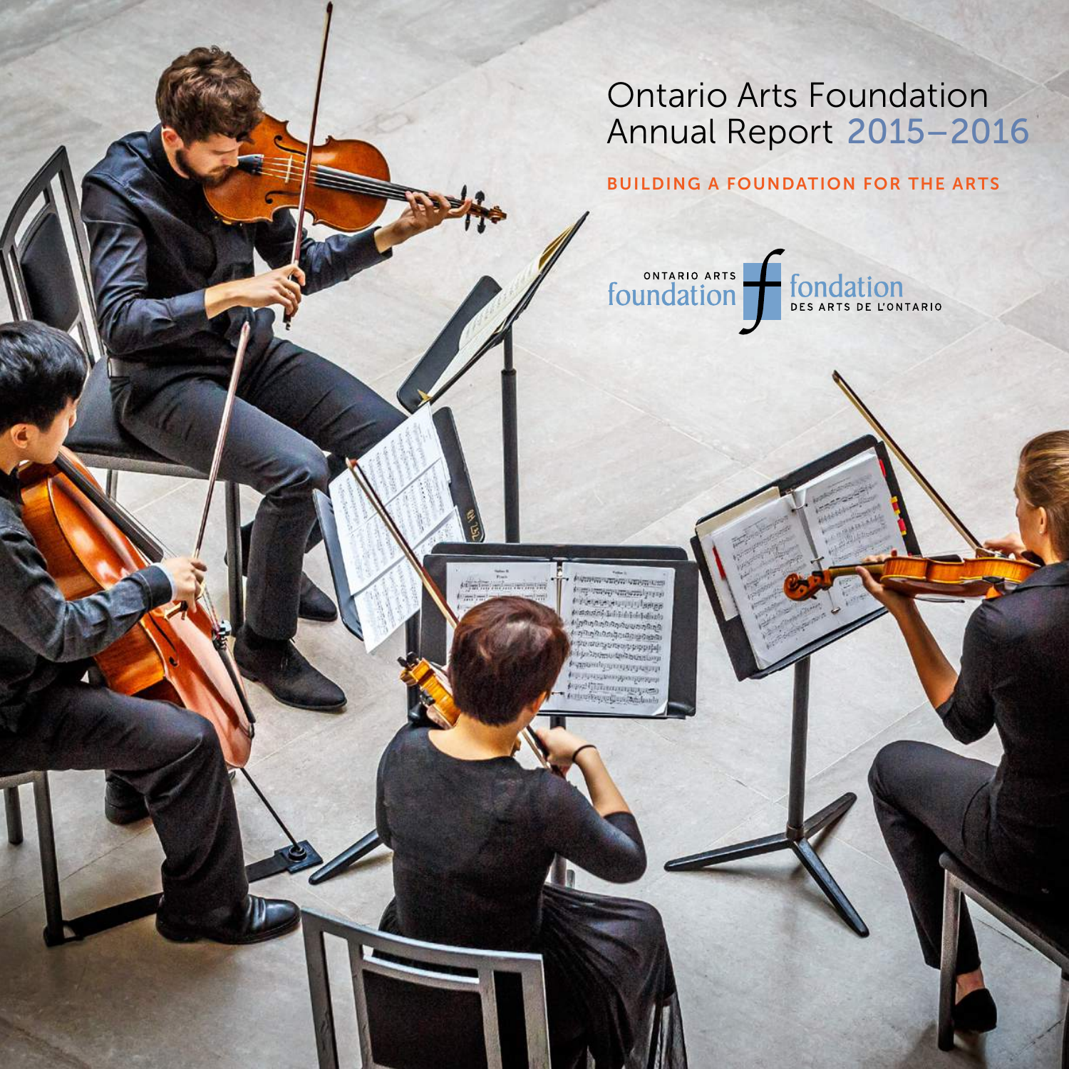# Ontario Arts Foundation Annual Report 2015–2016

BUILDING A FOUNDATION FOR THE ARTS

ONTARIO ARTS foundation | fondation DES ARTS DE L'ONTARIO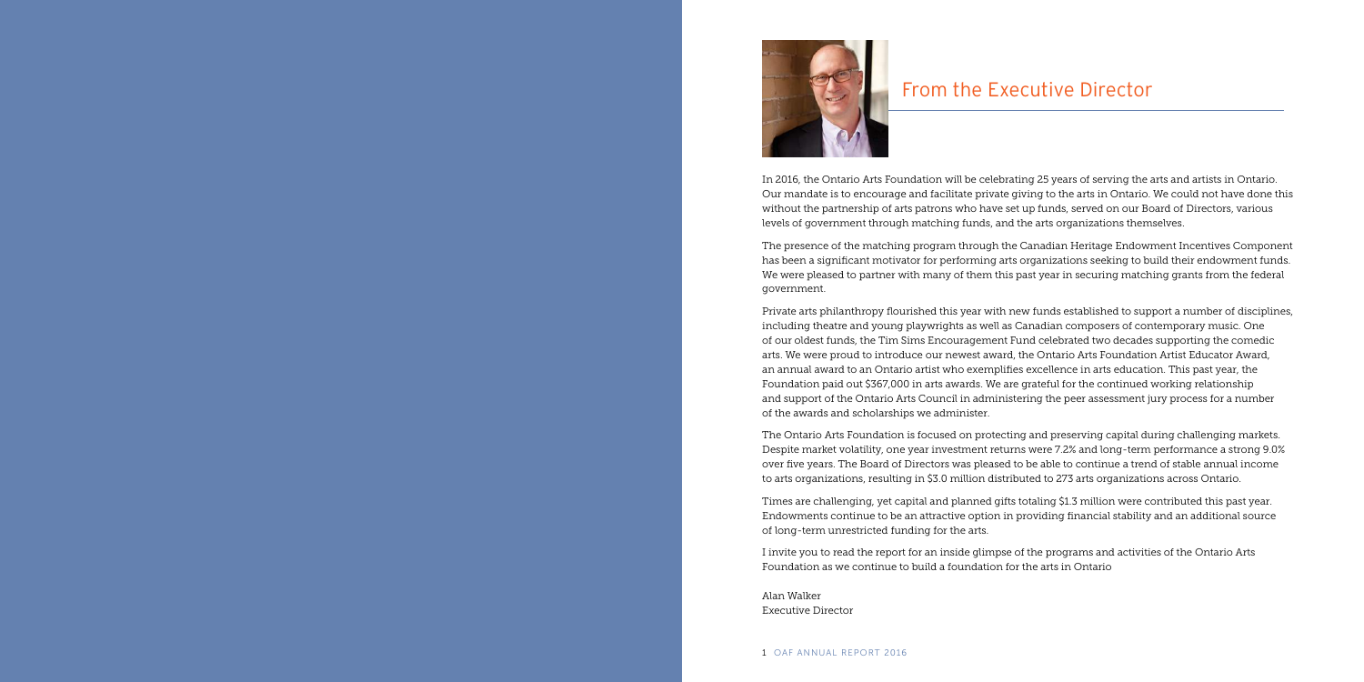## From the Executive Director

In 2016, the Ontario Arts Foundation will be celebrating 25 years of serving the arts and artists in Ontario. Our mandate is to encourage and facilitate private giving to the arts in Ontario. We could not have done this without the partnership of arts patrons who have set up funds, served on our Board of Directors, various levels of government through matching funds, and the arts organizations themselves.

The presence of the matching program through the Canadian Heritage Endowment Incentives Component has been a significant motivator for performing arts organizations seeking to build their endowment funds. We were pleased to partner with many of them this past year in securing matching grants from the federal government.

Private arts philanthropy flourished this year with new funds established to support a number of disciplines, including theatre and young playwrights as well as Canadian composers of contemporary music. One of our oldest funds, the Tim Sims Encouragement Fund celebrated two decades supporting the comedic arts. We were proud to introduce our newest award, the Ontario Arts Foundation Artist Educator Award, an annual award to an Ontario artist who exemplifies excellence in arts education. This past year, the Foundation paid out $367,000 in arts awards. We are grateful for the continued working relationship and support of the Ontario Arts Council in administering the peer assessment jury process for a number of the awards and scholarships we administer.

The Ontario Arts Foundation is focused on protecting and preserving capital during challenging markets. Despite market volatility, one year investment returns were 7.2% and long-term performance a strong 9.0% over five years. The Board of Directors was pleased to be able to continue a trend of stable annual income to arts organizations, resulting in $3.0 million distributed to 273 arts organizations across Ontario.

Times are challenging, yet capital and planned gifts totaling $1.3 million were contributed this past year. Endowments continue to be an attractive option in providing financial stability and an additional source of long-term unrestricted funding for the arts.

I invite you to read the report for an inside glimpse of the programs and activities of the Ontario Arts Foundation as we continue to build a foundation for the arts in Ontario

Alan Walker
Executive Director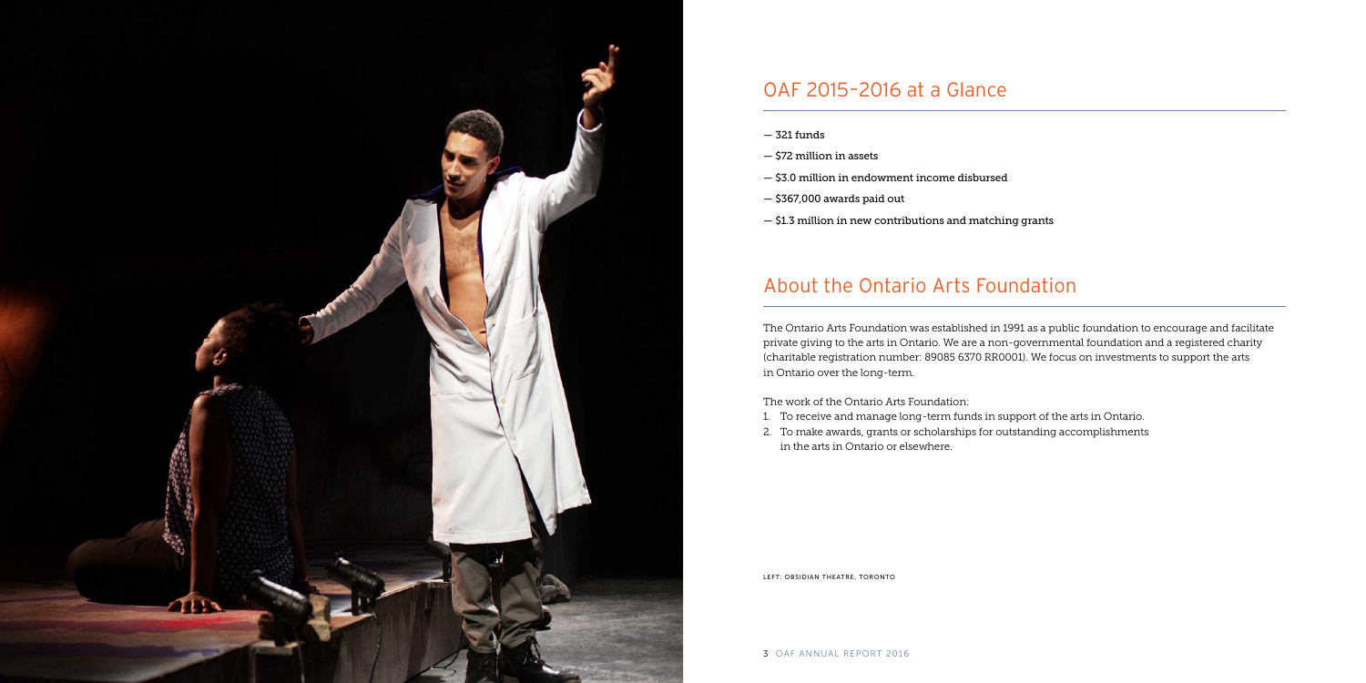## OAF 2015-2016 at a Glance

- 321 funds
- $72 million in assets
- $3.0 million in endowment income disbursed
- $367,000 awards paid out
- $1.3 million in new contributions and matching grants

## About the Ontario Arts Foundation

The Ontario Arts Foundation was established in 1991 as a public foundation to encourage and facilitate private giving to the arts in Ontario. We are a non-governmental foundation and a registered charity (charitable registration number: 89085 6370 RR0001). We focus on investments to support the arts in Ontario over the long-term.

The work of the Ontario Arts Foundation:

1. To receive and manage long-term funds in support of the arts in Ontario.
2. To make awards, grants or scholarships for outstanding accomplishments in the arts in Ontario or elsewhere.

LEFT: OBSIDIAN THEATRE, TORONTO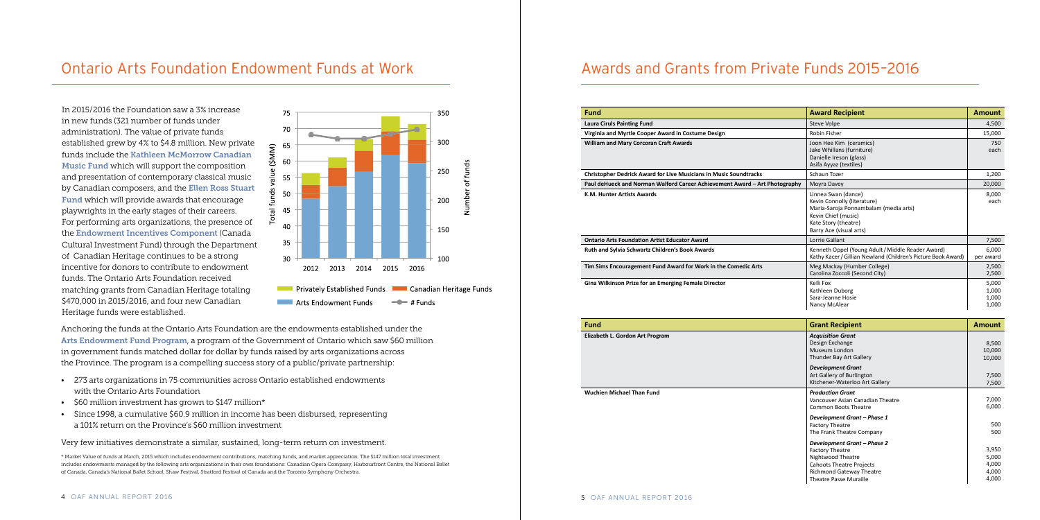# Ontario Arts Foundation Endowment Funds at Work

In 2015/2016 the Foundation saw a 3% increase in new funds (321 number of funds under administration). The value of private funds established grew by 4% to \$4.8 million. New private funds include the **Kathleen McMorrow Canadian Music Fund** which will support the composition and presentation of contemporary classical music by Canadian composers, and the **Ellen Ross Stuart Fund** which will provide awards that encourage playwrights in the early stages of their careers. For performing arts organizations, the presence of the **Endowment Incentives Component** (Canada Cultural Investment Fund) through the Department of Canadian Heritage continues to be a strong incentive for donors to contribute to endowment funds. The Ontario Arts Foundation received matching grants from Canadian Heritage totaling \$470,000 in 2015/2016, and four new Canadian Heritage funds were established.

Anchoring the funds at the Ontario Arts Foundation are the endowments established under the **Arts Endowment Fund Program**, a program of the Government of Ontario which saw \$60 million in government funds matched dollar for dollar by funds raised by arts organizations across the Province. The program is a compelling success story of a public/private partnership:

- 273 arts organizations in 75 communities across Ontario established endowments with the Ontario Arts Foundation
- \$60 million investment has grown to \$147 million*
- Since 1998, a cumulative \$60.9 million in income has been disbursed, representing a 101% return on the Province's \$60 million investment

Very few initiatives demonstrate a similar, sustained, long-term return on investment.

\* Market Value of funds at March, 2015 which includes endowment contributions, matching funds, and market appreciation. The \$147 million total investment includes endowments managed by the following arts organizations in their own foundations: Canadian Opera Company, Harbourfront Centre, the National Ballet of Canada, Canada's National Ballet School, Shaw Festival, Stratford Festival of Canada and the Toronto Symphony Orchestra.

# Awards and Grants from Private Funds 2015–2016

| Fund | Award Recipient | Amount |
|---|---|---|
| Laura Ciruls Painting Fund | Steve Volpe | 4,500 |
| Virginia and Myrtle Cooper Award in Costume Design | Robin Fisher | 15,000 |
| William and Mary Corcoran Craft Awards | Joon Hee Kim (ceramics)<br>Jake Whillans (furniture)<br>Danielle Ireson (glass)<br>Asifa Ayyaz (textiles) | 750 each |
| Christopher Dedrick Award for Live Musicians in Music Soundtracks | Schaun Tozer | 1,200 |
| Paul deHueck and Norman Walford Career Achievement Award – Art Photography | Moyra Davey | 20,000 |
| K.M. Hunter Artists Awards | Linnea Swan (dance)<br>Kevin Connolly (literature)<br>Maria-Saroja Ponnambalam (media arts)<br>Kevin Chief (music)<br>Kate Story (theatre)<br>Barry Ace (visual arts) | 8,000 each |
| Ontario Arts Foundation Artist Educator Award | Lorrie Gallant | 7,500 |
| Ruth and Sylvia Schwartz Children's Book Awards | Kenneth Oppel (Young Adult / Middle Reader Award)<br>Kathy Kacer / Gillian Newland (Children's Picture Book Award) | 6,000 per award |
| Tim Sims Encouragement Fund Award for Work in the Comedic Arts | Meg Mackay (Humber College)<br>Carolina Zoccoli (Second City) | 2,500<br>2,500 |
| Gina Wilkinson Prize for an Emerging Female Director | Kelli Fox<br>Kathleen Duborg<br>Sara-Jeanne Hosie<br>Nancy McAlear | 5,000<br>1,000<br>1,000<br>1,000 |

| Fund | Grant Recipient | Amount |
|---|---|---|
| Elizabeth L. Gordon Art Program | ***Acquisition Grant***<br>Design Exchange<br>Museum London<br>Thunder Bay Art Gallery | <br>8,500<br>10,000<br>10,000 |
| | ***Development Grant***<br>Art Gallery of Burlington<br>Kitchener-Waterloo Art Gallery | <br>7,500<br>7,500 |
| Wuchien Michael Than Fund | ***Production Grant***<br>Vancouver Asian Canadian Theatre<br>Common Boots Theatre | <br>7,000<br>6,000 |
| | ***Development Grant – Phase 1***<br>Factory Theatre<br>The Frank Theatre Company | <br>500<br>500 |
| | ***Development Grant – Phase 2***<br>Factory Theatre<br>Nightwood Theatre<br>Cahoots Theatre Projects<br>Richmond Gateway Theatre<br>Theatre Passe Muraille | <br>3,950<br>5,000<br>4,000<br>4,000<br>4,000 |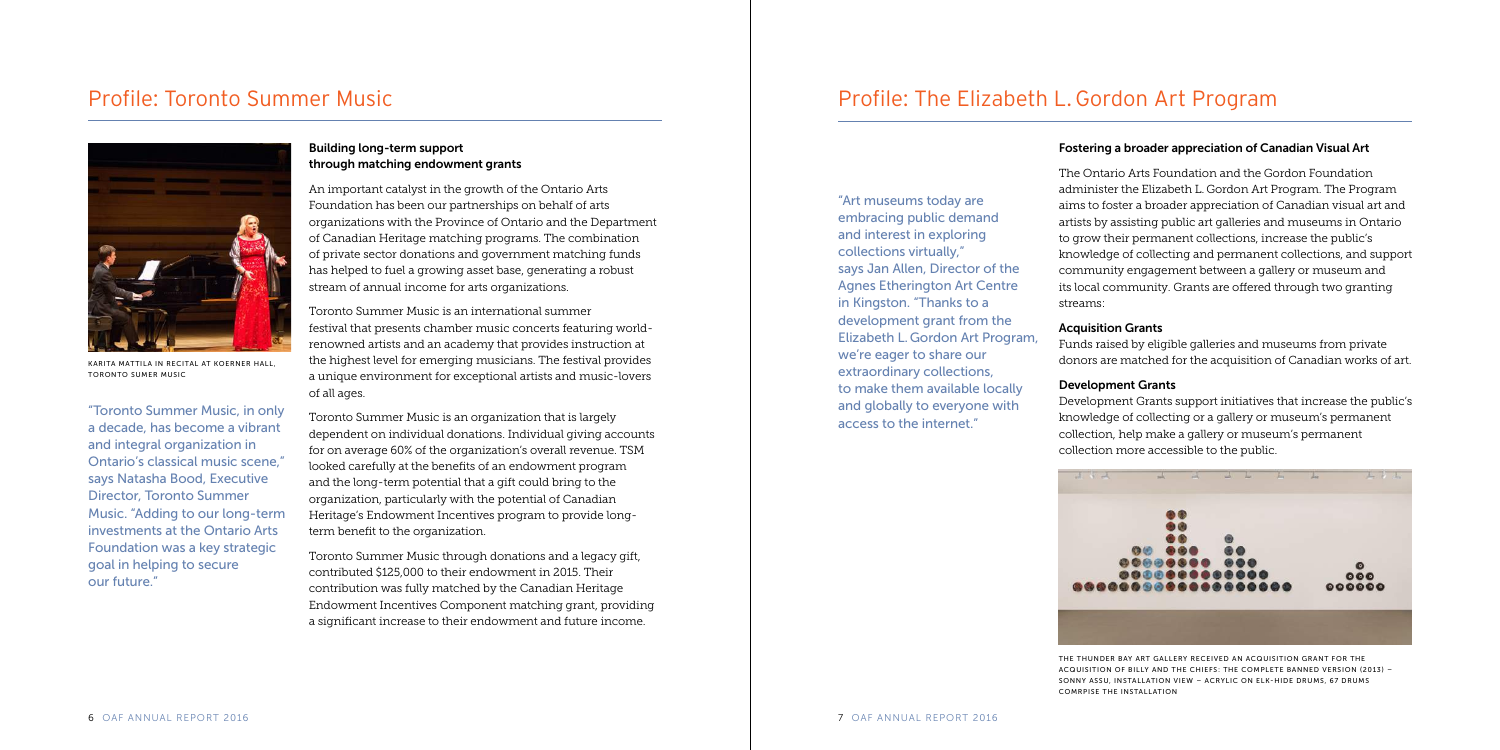## Profile: Toronto Summer Music

KARITA MATTILA IN RECITAL AT KOERNER HALL, TORONTO SUMER MUSIC

"Toronto Summer Music, in only a decade, has become a vibrant and integral organization in Ontario's classical music scene," says Natasha Bood, Executive Director, Toronto Summer Music. "Adding to our long-term investments at the Ontario Arts Foundation was a key strategic goal in helping to secure our future."

### Building long-term support through matching endowment grants

An important catalyst in the growth of the Ontario Arts Foundation has been our partnerships on behalf of arts organizations with the Province of Ontario and the Department of Canadian Heritage matching programs. The combination of private sector donations and government matching funds has helped to fuel a growing asset base, generating a robust stream of annual income for arts organizations.

Toronto Summer Music is an international summer festival that presents chamber music concerts featuring world-renowned artists and an academy that provides instruction at the highest level for emerging musicians. The festival provides a unique environment for exceptional artists and music-lovers of all ages.

Toronto Summer Music is an organization that is largely dependent on individual donations. Individual giving accounts for on average 60% of the organization's overall revenue. TSM looked carefully at the benefits of an endowment program and the long-term potential that a gift could bring to the organization, particularly with the potential of Canadian Heritage's Endowment Incentives program to provide long-term benefit to the organization.

Toronto Summer Music through donations and a legacy gift, contributed $125,000 to their endowment in 2015. Their contribution was fully matched by the Canadian Heritage Endowment Incentives Component matching grant, providing a significant increase to their endowment and future income.

## Profile: The Elizabeth L. Gordon Art Program

"Art museums today are embracing public demand and interest in exploring collections virtually," says Jan Allen, Director of the Agnes Etherington Art Centre in Kingston. "Thanks to a development grant from the Elizabeth L. Gordon Art Program, we're eager to share our extraordinary collections, to make them available locally and globally to everyone with access to the internet."

### Fostering a broader appreciation of Canadian Visual Art

The Ontario Arts Foundation and the Gordon Foundation administer the Elizabeth L. Gordon Art Program. The Program aims to foster a broader appreciation of Canadian visual art and artists by assisting public art galleries and museums in Ontario to grow their permanent collections, increase the public's knowledge of collecting and permanent collections, and support community engagement between a gallery or museum and its local community. Grants are offered through two granting streams:

**Acquisition Grants**

Funds raised by eligible galleries and museums from private donors are matched for the acquisition of Canadian works of art.

**Development Grants**

Development Grants support initiatives that increase the public's knowledge of collecting or a gallery or museum's permanent collection, help make a gallery or museum's permanent collection more accessible to the public.

THE THUNDER BAY ART GALLERY RECEIVED AN ACQUISITION GRANT FOR THE ACQUISITION OF BILLY AND THE CHIEFS: THE COMPLETE BANNED VERSION (2013) – SONNY ASSU, INSTALLATION VIEW – ACRYLIC ON ELK-HIDE DRUMS, 67 DRUMS COMRPISE THE INSTALLATION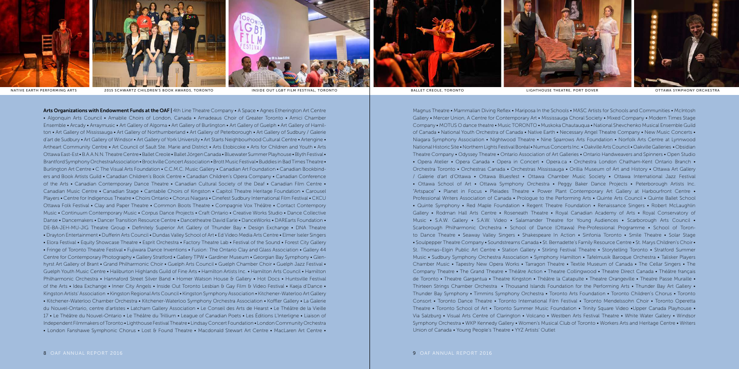NATIVE EARTH PERFORMING ARTS

2015 SCHWARTZ CHILDREN'S BOOK AWARDS, TORONTO

INSIDE OUT LGBT FILM FESTIVAL, TORONTO

BALLET CREOLE, TORONTO

LIGHTHOUSE THEATRE, PORT DOVER

OTTAWA SYMPHONY ORCHESTRA

**Arts Organizations with Endowment Funds at the OAF |** 4th Line Theatre Company • A Space • Agnes Etherington Art Centre • Algonquin Arts Council • Amabile Choirs of London, Canada • Amadeaus Choir of Greater Toronto • Amici Chamber Ensemble • Arcady • Arraymusic • Art Gallery of Algoma • Art Gallery of Burlington • Art Gallery of Guelph • Art Gallery of Hamilton • Art Gallery of Mississauga • Art Gallery of Northumberland • Art Gallery of Peterborough • Art Gallery of Sudbury / Galerie d'art de Sudbury • Art Gallery of Windsor • Art Gallery of York University • Art Starts Neighbourhood Cultural Centre • Artengine • Artheart Community Centre • Art Council of Sault Ste. Marie and District • Arts Etobicoke • Arts for Children and Youth • Arts Ottawa East-Est • B.A.A.N.N. Theatre Centre • Ballet Creole • Ballet Jörgen Canada • Bluewater Summer Playhouse • Blyth Festival • Brantford Symphony Orchestra Association • Brockville Concert Association • Brott Music Festival • Buddies in Bad Times Theatre • Burlington Art Centre • C The Visual Arts Foundation • C.C.M.C. Music Gallery • Canadian Art Foundation • Canadian Bookbinders and Book Artists Guild • Canadian Children's Book Centre • Canadian Children's Opera Company • Canadian Conference of the Arts • Canadian Contemporary Dance Theatre • Canadian Cultural Society of the Deaf • Canadian Film Centre • Canadian Music Centre • Canadian Stage • Cantabile Choirs of Kingston • Capitol Theatre Heritage Foundation • Carousel Players • Centre for Indigenous Theatre • Choirs Ontario • Chorus Niagara • Cinefest Sudbury International Film Festival • CKCU Ottawa Folk Festival • Clay and Paper Theatre • Common Boots Theatre • Compagnie Vox Théâtre • Contact Contempory Music • Continuum Contemporary Music • Corpus Dance Projects • Craft Ontario • Creative Works Studio • Dance Collective Danse • Dancemakers • Dancer Transition Resource Centre • Dancetheatre David Earle • DanceWorks • DAREarts Foundation • DE-BA-JEH-MU-JIG Theatre Group • Definitely Superior Art Gallery of Thunder Bay • Design Exchange • DNA Theatre • Drayton Entertainment • Dufferin Arts Council • Dundas Valley School of Art • Ed Video Media Arts Centre • Elmer Iseler Singers • Elora Festival • Equity Showcase Theatre • Esprit Orchestra • Factory Theatre Lab • Festival of the Sound • Forest City Gallery • Fringe of Toronto Theatre Festival • Fujiwara Dance Inventions • Fusion: The Ontario Clay and Glass Association • Gallery 44 Centre for Contemporary Photography • Gallery Stratford • Gallery TPW • Gardiner Museum • Georgian Bay Symphony • Glenhyrst Art Gallery of Brant • Grand Philharmonic Choir • Guelph Arts Council • Guelph Chamber Choir • Guelph Jazz Festival • Guelph Youth Music Centre • Haliburton Highlands Guild of Fine Arts • Hamilton Artists Inc. • Hamilton Arts Council • Hamilton Philharmonic Orchestra • Hannaford Street Silver Band • Homer Watson House & Gallery • Hot Docs • Huntsville Festival of the Arts • Idea Exchange • Inner City Angels • Inside Out Toronto Lesbian & Gay Film & Video Festival • Kaeja d'Dance • Kingston Artists' Association • Kingston Regional Arts Council • Kingston Symphony Association • Kitchener-Waterloo Art Gallery • Kitchener-Waterloo Chamber Orchestra • Kitchener-Waterloo Symphony Orchestra Association • Koffler Gallery • La Galerie du Nouvel-Ontario, centre d'artistes • Latcham Gallery Association • Le Conseil des Arts de Hearst • Le Théâtre de la Vieille 17 • Le Théâtre du Nouvel-Ontario • Le Théâtre du Trillium • League of Canadian Poets • Les Éditions L'Interligne • Liaison of Independent Filmmakers of Toronto • Lighthouse Festival Theatre • Lindsay Concert Foundation • London Community Orchestra • London Fanshawe Symphonic Chorus • Lost & Found Theatre • Macdonald Stewart Art Centre • MacLaren Art Centre • Magnus Theatre • Mammalian Diving Reflex • Mariposa In the Schools • MASC Artists for Schools and Communities • McIntosh Gallery • Mercer Union, A Centre for Contemporary Art • Mississauga Choral Society • Mixed Company • Modern Times Stage Company • MOTUS O dance theatre • Music TORONTO • Muskoka Chautauqua • National Shevchenko Musical Ensemble Guild of Canada • National Youth Orchestra of Canada • Native Earth • Necessary Angel Theatre Company • New Music Concerts • Niagara Symphony Association • Nightwood Theatre • Nine Sparrows Arts Foundation • Norfolk Arts Centre at Lynnwood National Historic Site • Northern Lights Festival Boréal • Numus Concerts Inc. • Oakville Arts Council • Oakville Galleries • Obsidian Theatre Company • Odyssey Theatre • Ontario Association of Art Galleries • Ontario Handweavers and Spinners • Open Studio • Opera Atelier • Opera Canada • Opera in Concert • Opera.ca • Orchestra London Chatham-Kent Ontario Branch • Orchestra Toronto • Orchestras Canada • Orchestras Mississauga • Orillia Museum of Art and History • Ottawa Art Gallery / Galerie d'art d'Ottawa • Ottawa Bluesfest • Ottawa Chamber Music Society • Ottawa International Jazz Festival • Ottawa School of Art • Ottawa Symphony Orchestra • Peggy Baker Dance Projects • Peterborough Artists Inc. "Artspace" • Planet in Focus • Pleiades Theatre • Power Plant Contemporary Art Gallery at Harbourfront Centre • Professional Writers Association of Canada • Prologue to the Performing Arts • Quinte Arts Council • Quinte Ballet School • Quinte Symphony • Red Maple Foundation • Regent Theatre Foundation • Renaissance Singers • Robert McLaughlin Gallery • Rodman Hall Arts Centre • Roseneath Theatre • Royal Canadian Academy of Arts • Royal Conservatory of Music • S.A.W. Gallery • S.A.W. Video • Salamander Theatre for Young Audiences • Scarborough Arts Council • Scarborough Philharmonic Orchestra • School of Dance (Ottawa) Pre-Professional Programme • School of Toronto Dance Theatre • Seaway Valley Singers • Shakespeare In Action • Sinfonia Toronto • Smile Theatre • Solar Stage • Soulpepper Theatre Company • Soundstreams Canada • St. Bernadette's Family Resource Centre • St. Marys Children's Choir • St. Thomas–Elgin Public Art Centre • Station Gallery • Stirling Festival Theatre • Storytelling Toronto • Stratford Summer Music • Sudbury Symphony Orchestra Association • Symphony Hamilton • Tafelmusik Baroque Orchestra • Talisker Players Chamber Music • Tapestry New Opera Works • Tarragon Theatre • Textile Museum of Canada • The Cellar Singers • The Company Theatre • The Grand Theatre • Théâtre Action • Theatre Collingwood • Theatre Direct Canada • Théâtre français de Toronto • Theatre Gargantua • Theatre Kingston • Théâtre la Catapulte • Theatre Orangeville • Theatre Passe Muraille • Thirteen Strings Chamber Orchestra • Thousand Islands Foundation for the Performing Arts • Thunder Bay Art Gallery • Thunder Bay Symphony • Timmins Symphony Orchestra • Toronto Arts Foundation • Toronto Children's Chorus • Toronto Consort • Toronto Dance Theatre • Toronto International Film Festival • Toronto Mendelssohn Choir • Toronto Operetta Theatre • Toronto School of Art • Toronto Summer Music Foundation • Trinity Square Video • Upper Canada Playhouse • Via Salzburg • Visual Arts Centre of Clarington • Volcano • Westben Arts Festival Theatre • White Water Gallery • Windsor Symphony Orchestra • WKP Kennedy Gallery • Women's Musical Club of Toronto • Workers Arts and Heritage Centre • Writers Union of Canada • Young People's Theatre • YYZ Artists' Outlet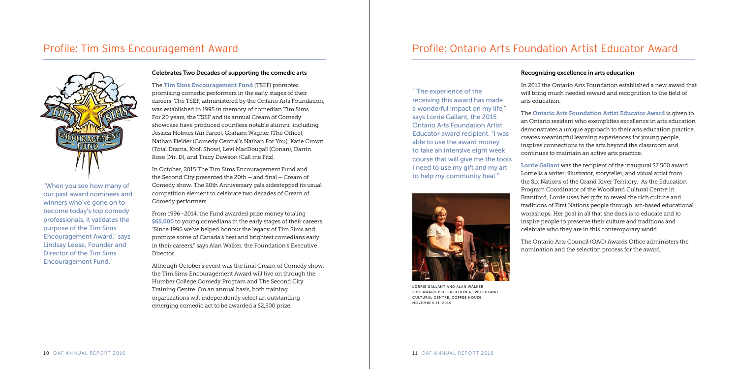## Profile: Tim Sims Encouragement Award

"When you see how many of our past award nominees and winners who've gone on to become today's top comedy professionals, it validates the purpose of the Tim Sims Encouragement Award," says Lindsay Leese, Founder and Director of the Tim Sims Encouragement Fund."

### Celebrates Two Decades of supporting the comedic arts

The **Tim Sims Encouragement Fund** (TSEF) promotes promising comedic performers in the early stages of their careers. The TSEF, administered by the Ontario Arts Foundation, was established in 1995 in memory of comedian Tim Sims. For 20 years, the TSEF and its annual Cream of Comedy showcase have produced countless notable alumni, including Jessica Holmes (Air Farce), Graham Wagner (The Office), Nathan Fielder (Comedy Central's Nathan For You), Katie Crown (Total Drama, Kroll Show), Levi MacDougall (Conan), Darrin Rose (Mr. D), and Tracy Dawson (Call me Fitz).

In October, 2015 The Tim Sims Encouragement Fund and the Second City presented the 20th — and final — Cream of Comedy show. The 20th Anniversary gala sidestepped its usual competition element to celebrate two decades of Cream of Comedy performers.

From 1996–2014, the Fund awarded prize money totaling **$65,000** to young comedians in the early stages of their careers. "Since 1996 we've helped honour the legacy of Tim Sims and promote some of Canada's best and brightest comedians early in their careers," says Alan Walker, the Foundation's Executive Director.

Although October's event was the final Cream of Comedy show, the Tim Sims Encouragement Award will live on through the Humber College Comedy Program and The Second City Training Centre. On an annual basis, both training organizations will independently select an outstanding emerging comedic act to be awarded a $2,500 prize.

## Profile: Ontario Arts Foundation Artist Educator Award

" The experience of the receiving this award has made a wonderful impact on my life," says Lorrie Gallant, the 2015 Ontario Arts Foundation Artist Educator award recipient. "I was able to use the award money to take an intensive eight week course that will give me the tools I need to use my gift and my art to help my community heal."

LORRIE GALLANT AND ALAN WALKER
2015 AWARD PRESENTATION AT WOODLAND CULTURAL CENTRE, COFFEE HOUSE
NOVEMBER 21, 2015

### Recognizing excellence in arts education

In 2015 the Ontario Arts Foundation established a new award that will bring much needed reward and recognition to the field of arts education.

The **Ontario Arts Foundation Artist Educator Award** is given to an Ontario resident who exemplifies excellence in arts education, demonstrates a unique approach to their arts education practice, creates meaningful learning experiences for young people, inspires connections to the arts beyond the classroom and continues to maintain an active arts practice.

**Lorrie Gallant** was the recipient of the inaugural $7,500 award. Lorrie is a writer, illustrator, storyteller, and visual artist from the Six Nations of the Grand River Territory. As the Education Program Coordinator of the Woodland Cultural Centre in Brantford, Lorrie uses her gifts to reveal the rich culture and traditions of First Nations people through art-based educational workshops. Her goal in all that she does is to educate and to inspire people to preserve their culture and traditions and celebrate who they are in this contemporary world.

The Ontario Arts Council (OAC) Awards Office administers the nomination and the selection process for the award.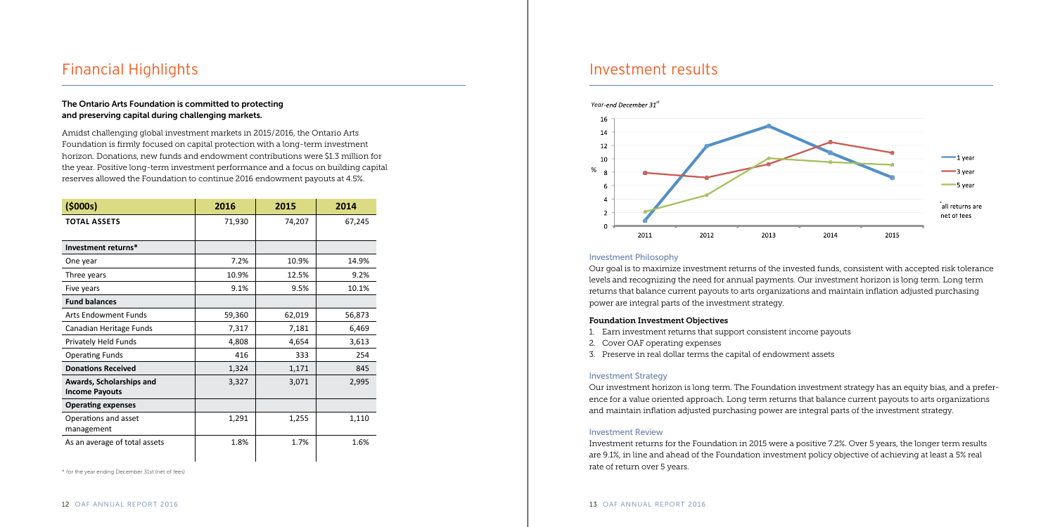# Financial Highlights

**The Ontario Arts Foundation is committed to protecting and preserving capital during challenging markets.**

Amidst challenging global investment markets in 2015/2016, the Ontario Arts Foundation is firmly focused on capital protection with a long-term investment horizon. Donations, new funds and endowment contributions were $1.3 million for the year. Positive long-term investment performance and a focus on building capital reserves allowed the Foundation to continue 2016 endowment payouts at 4.5%.

| ($000s) | 2016 | 2015 | 2014 |
|---|---|---|---|
| **TOTAL ASSETS** | 71,930 | 74,207 | 67,245 |
| **Investment returns*** | | | |
| One year | 7.2% | 10.9% | 14.9% |
| Three years | 10.9% | 12.5% | 9.2% |
| Five years | 9.1% | 9.5% | 10.1% |
| **Fund balances** | | | |
| Arts Endowment Funds | 59,360 | 62,019 | 56,873 |
| Canadian Heritage Funds | 7,317 | 7,181 | 6,469 |
| Privately Held Funds | 4,808 | 4,654 | 3,613 |
| Operating Funds | 416 | 333 | 254 |
| **Donations Received** | 1,324 | 1,171 | 845 |
| **Awards, Scholarships and Income Payouts** | 3,327 | 3,071 | 2,995 |
| **Operating expenses** | | | |
| Operations and asset management | 1,291 | 1,255 | 1,110 |
| As an average of total assets | 1.8% | 1.7% | 1.6% |

\* for the year ending December 31st (net of fees)

# Investment results

*Year-end December 31st*

\* all returns are net of fees

### Investment Philosophy

Our goal is to maximize investment returns of the invested funds, consistent with accepted risk tolerance levels and recognizing the need for annual payments. Our investment horizon is long term. Long term returns that balance current payouts to arts organizations and maintain inflation adjusted purchasing power are integral parts of the investment strategy.

**Foundation Investment Objectives**

1. Earn investment returns that support consistent income payouts
2. Cover OAF operating expenses
3. Preserve in real dollar terms the capital of endowment assets

### Investment Strategy

Our investment horizon is long term. The Foundation investment strategy has an equity bias, and a preference for a value oriented approach. Long term returns that balance current payouts to arts organizations and maintain inflation adjusted purchasing power are integral parts of the investment strategy.

### Investment Review

Investment returns for the Foundation in 2015 were a positive 7.2%. Over 5 years, the longer term results are 9.1%, in line and ahead of the Foundation investment policy objective of achieving at least a 5% real rate of return over 5 years.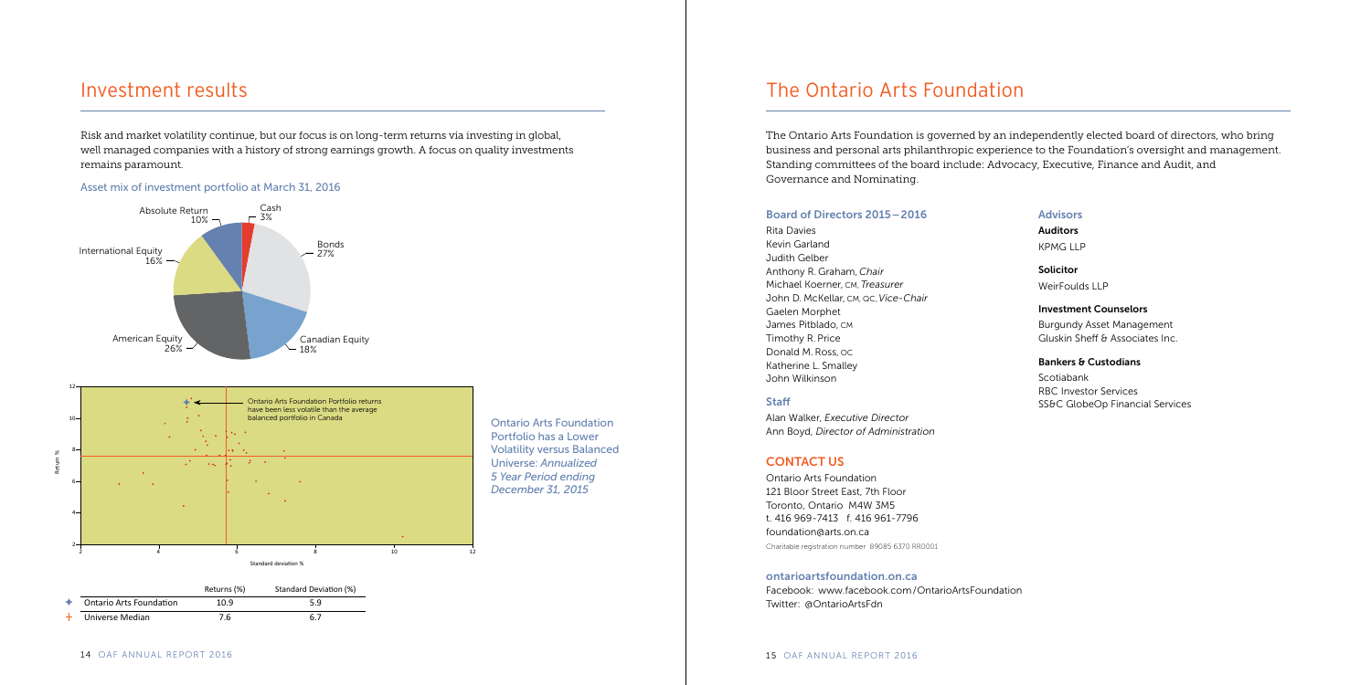# Investment results

Risk and market volatility continue, but our focus is on long-term returns via investing in global, well managed companies with a history of strong earnings growth. A focus on quality investments remains paramount.

### Asset mix of investment portfolio at March 31, 2016

| Asset class | % |
|---|---|
| Cash | 3% |
| Bonds | 27% |
| Canadian Equity | 18% |
| American Equity | 26% |
| International Equity | 16% |
| Absolute Return | 10% |

Ontario Arts Foundation Portfolio returns have been less volatile than the average balanced portfolio in Canada

Ontario Arts Foundation Portfolio has a Lower Volatility versus Balanced Universe: *Annualized 5 Year Period ending December 31, 2015*

| | Returns (%) | Standard Deviation (%) |
|---|---|---|
| Ontario Arts Foundation | 10.9 | 5.9 |
| Universe Median | 7.6 | 6.7 |

# The Ontario Arts Foundation

The Ontario Arts Foundation is governed by an independently elected board of directors, who bring business and personal arts philanthropic experience to the Foundation's oversight and management. Standing committees of the board include: Advocacy, Executive, Finance and Audit, and Governance and Nominating.

### Board of Directors 2015 – 2016

Rita Davies
Kevin Garland
Judith Gelber
Anthony R. Graham, *Chair*
Michael Koerner, CM, *Treasurer*
John D. McKellar, CM, QC, *Vice-Chair*
Gaelen Morphet
James Pitblado, CM
Timothy R. Price
Donald M. Ross, OC
Katherine L. Smalley
John Wilkinson

### Staff

Alan Walker, *Executive Director*
Ann Boyd, *Director of Administration*

## CONTACT US

Ontario Arts Foundation
121 Bloor Street East, 7th Floor
Toronto, Ontario M4W 3M5
t. 416 969-7413 f. 416 961-7796
foundation@arts.on.ca
Charitable registration number 89085 6370 RR0001

### ontarioartsfoundation.on.ca

Facebook: www.facebook.com/OntarioArtsFoundation
Twitter: @OntarioArtsFdn

### Advisors

**Auditors**
KPMG LLP

**Solicitor**
WeirFoulds LLP

**Investment Counselors**
Burgundy Asset Management
Gluskin Sheff & Associates Inc.

**Bankers & Custodians**
Scotiabank
RBC Investor Services
SS&C GlobeOp Financial Services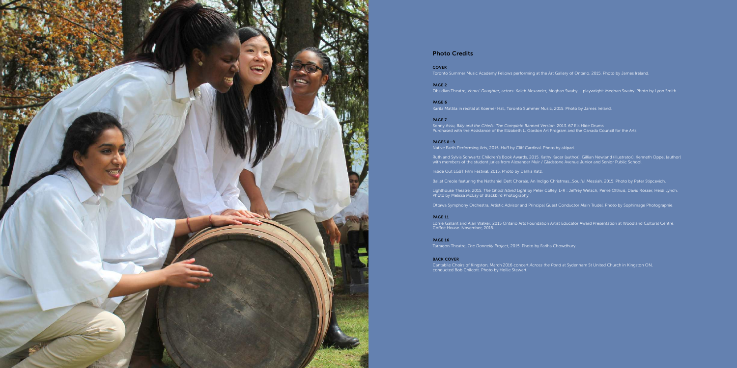## Photo Credits

**COVER**

Toronto Summer Music Academy Fellows performing at the Art Gallery of Ontario, 2015. Photo by James Ireland.

**PAGE 2**

Obsidian Theatre, *Venus' Daughter*, actors: Kaleb Alexander, Meghan Swaby – playwright: Meghan Swaby. Photo by Lyon Smith.

**PAGE 6**

Karita Mattila in recital at Koerner Hall, Toronto Summer Music, 2015. Photo by James Ireland.

**PAGE 7**

Sonny Assu, *Billy and the Chiefs: The Complete Banned Version*, 2013. 67 Elk Hide Drums
Purchased with the Assistance of the Elizabeth L. Gordon Art Program and the Canada Council for the Arts.

**PAGES 8–9**

Native Earth Performing Arts, 2015. Huff by Cliff Cardinal. Photo by akipari.

Ruth and Sylvia Schwartz Children's Book Awards, 2015. Kathy Kacer (author), Gillian Newland (illustrator), Kenneth Oppel (author) with members of the student juries from Alexander Muir / Gladstone Avenue Junior and Senior Public School.

Inside Out LGBT Film Festival, 2015. Photo by Dahlia Katz.

Ballet Creole featuring the Nathaniel Dett Chorale, An Indigo Christmas...Soulful Messiah, 2015. Photo by Peter Stipcevich.

Lighthouse Theatre, 2015. *The Ghost Island Light* by Peter Colley, L-R : Jeffrey Wetsch, Perrie Olthuis, David Rosser, Heidi Lynch. Photo by Melissa McLay of Blackbird Photography.

Ottawa Symphony Orchestra, Artistic Advisor and Principal Guest Conductor Alain Trudel. Photo by Sophimage Photographie.

**PAGE 11**

Lorrie Gallant and Alan Walker, 2015 Ontario Arts Foundation Artist Educator Award Presentation at Woodland Cultural Centre, Coffee House. November, 2015.

**PAGE 16**

Tarragon Theatre, *The Donnelly Project*, 2015. Photo by Fariha Chowdhury.

**BACK COVER**

Cantabile Choirs of Kingston, March 2016 concert *Across the Pond* at Sydenham St United Church in Kingston ON, conducted Bob Chilcott. Photo by Hollie Stewart.